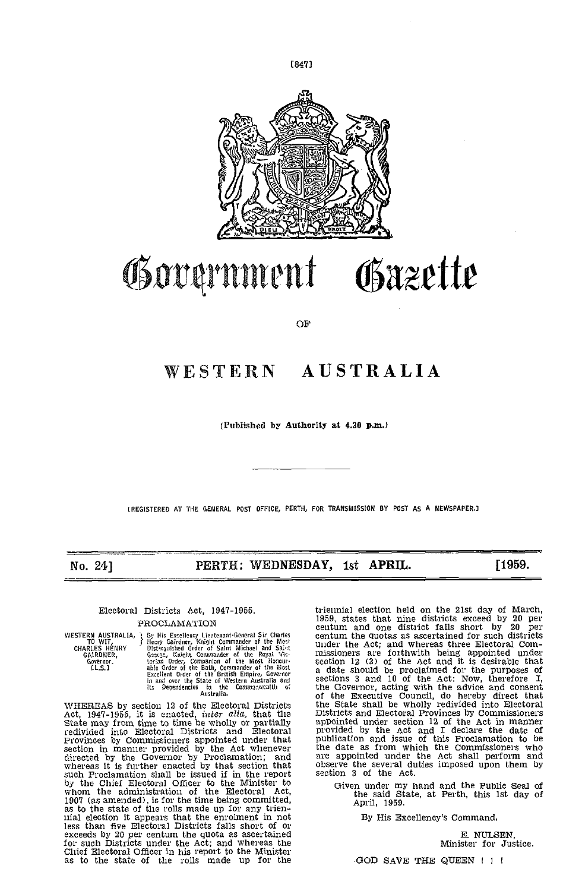# Government Gazette

OF

# WESTERN AUSTRALIA

(Published by Authority at 4.30 p.m.)

[REGISTERED AT THE GENERAL POST OFFICE, PERTH, FOR TRANSMISSION BY POST AS A NEWSPAPER.]

**No. 24] PERTH: WEDNESDAY, 1st APRIL. [1959.**

---

Electoral Districts Act, 1947-1955.

## PROCLAMATION

WESTERN AUSTRALIA, TO WIT, CHARLES HENRY GAIRDNER, Governor. [L.S.] } By His Excellency Lieutenant-General Sir Charles Henry Gairdner, Knight Commander of the Most Distinguished Order of Saint Michael and Saint George, Knight Commander of the Royal Victorian Order, Companion of the Most Honourable Order of the Bath, Commander of the Most Excellent Order of the British Empire, Governor in and over the State of Western Australia and its Dependencies in the Commonwealth of Australia.

WHEREAS by section 12 of the Electoral Districts Act, 1947-1955, it is enacted, *inter alia*, that the State may from time to time be wholly or partially redivided into Electoral Districts and Electoral Provinces by Commissioners appointed under that section in manner provided by the Act whenever directed by the Governor by Proclamation; and whereas it is further enacted by that section that such Proclamation shall be issued if in the report by the Chief Electoral Officer to the Minister to whom the administration of the Electoral Act, 1907 (as amended), is for the time being committed, as to the state of the rolls made up for any triennial election it appears that the enrolment in not less than five Electoral Districts falls short of or exceeds by 20 per centum the quota as ascertained for such Districts under the Act; and whereas the Chief Electoral Officer in his report to the Minister as to the state of the rolls made up for the triennial election held on the 21st day of March, 1959, states that nine districts exceed by 20 per centum and one district falls short by 20 per centum the quotas as ascertained for such districts under the Act; and whereas three Electoral Commissioners are forthwith being appointed under section 12 (3) of the Act and it is desirable that a date should be proclaimed for the purposes of sections 3 and 10 of the Act: Now, therefore I, the Governor, acting with the advice and consent of the Executive Council, do hereby direct that the State shall be wholly redivided into Electoral Districts and Electoral Provinces by Commissioners appointed under section 12 of the Act in manner provided by the Act and I declare the date of publication and issue of this Proclamation to be the date as from which the Commissioners who are appointed under the Act shall perform and observe the several duties imposed upon them by section 3 of the Act.

Given under my hand and the Public Seal of the said State, at Perth, this 1st day of April, 1959.

By His Excellency's Command,

E. NULSEN,
Minister for Justice.

GOD SAVE THE QUEEN ! ! !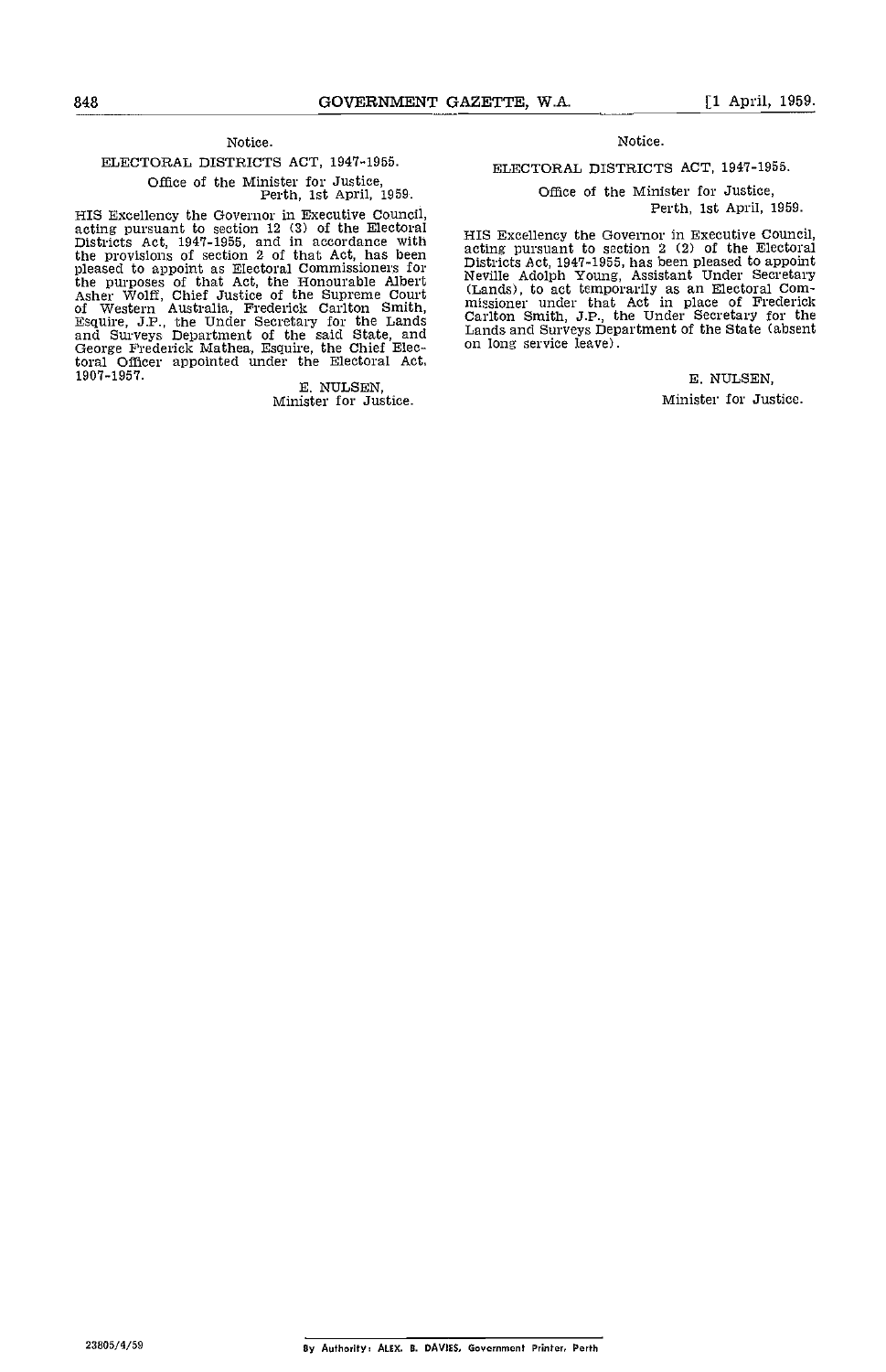Notice.

## ELECTORAL DISTRICTS ACT, 1947-1955.

Office of the Minister for Justice,
Perth, 1st April, 1959.

HIS Excellency the Governor in Executive Council, acting pursuant to section 12 (3) of the Electoral Districts Act, 1947-1955, and in accordance with the provisions of section 2 of that Act, has been pleased to appoint as Electoral Commissioners for the purposes of that Act, the Honourable Albert Asher Wolff, Chief Justice of the Supreme Court of Western Australia, Frederick Carlton Smith, Esquire, J.P., the Under Secretary for the Lands and Surveys Department of the said State, and George Frederick Mathea, Esquire, the Chief Electoral Officer appointed under the Electoral Act, 1907-1957.

E. NULSEN,
Minister for Justice.

Notice.

## ELECTORAL DISTRICTS ACT, 1947-1955.

Office of the Minister for Justice,
Perth, 1st April, 1959.

HIS Excellency the Governor in Executive Council, acting pursuant to section 2 (2) of the Electoral Districts Act, 1947-1955, has been pleased to appoint Neville Adolph Young, Assistant Under Secretary (Lands), to act temporarily as an Electoral Commissioner under that Act in place of Frederick Carlton Smith, J.P., the Under Secretary for the Lands and Surveys Department of the State (absent on long service leave).

E. NULSEN,
Minister for Justice.

23805/4/59

By Authority: ALEX. B. DAVIES, Government Printer, Perth